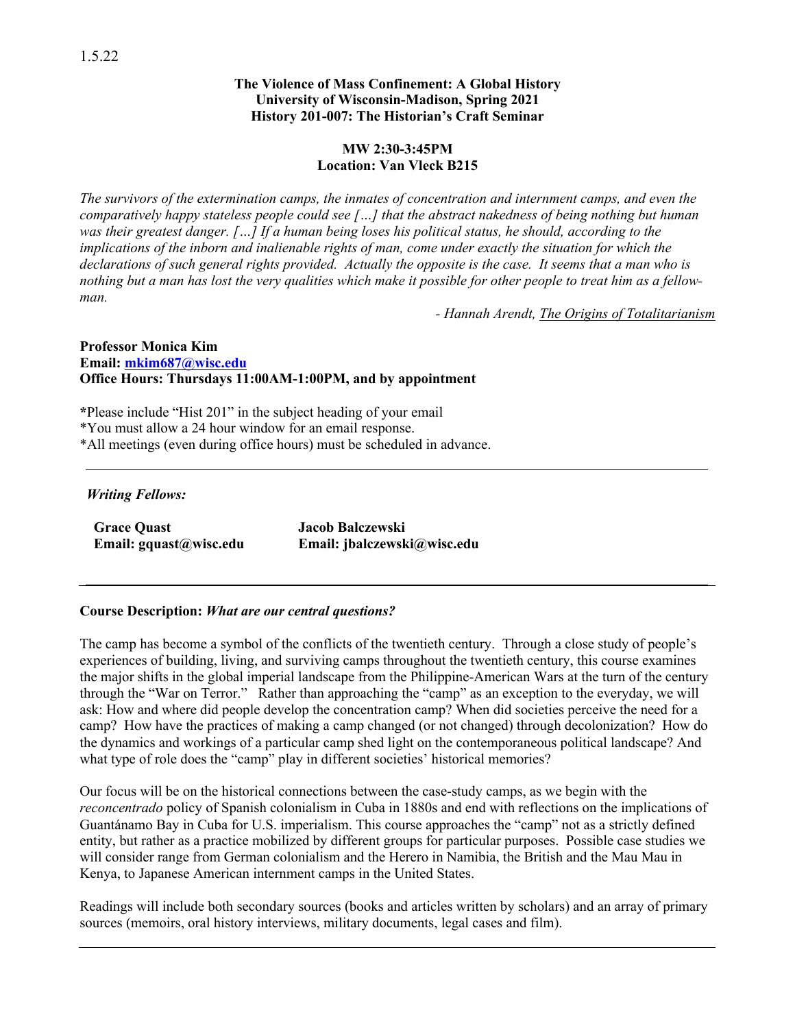1.5.22

**The Violence of Mass Confinement: A Global History**
**University of Wisconsin-Madison, Spring 2021**
**History 201-007: The Historian's Craft Seminar**

**MW 2:30-3:45PM**
**Location: Van Vleck B215**

*The survivors of the extermination camps, the inmates of concentration and internment camps, and even the comparatively happy stateless people could see […] that the abstract nakedness of being nothing but human was their greatest danger. […] If a human being loses his political status, he should, according to the implications of the inborn and inalienable rights of man, come under exactly the situation for which the declarations of such general rights provided. Actually the opposite is the case. It seems that a man who is nothing but a man has lost the very qualities which make it possible for other people to treat him as a fellow-man.*

*- Hannah Arendt, The Origins of Totalitarianism*

**Professor Monica Kim**
**Email: mkim687@wisc.edu**
**Office Hours: Thursdays 11:00AM-1:00PM, and by appointment**

*Please include "Hist 201" in the subject heading of your email
*You must allow a 24 hour window for an email response.
*All meetings (even during office hours) must be scheduled in advance.

---

***Writing Fellows:***

**Grace Quast**
**Email: gquast@wisc.edu**

**Jacob Balczewski**
**Email: jbalczewski@wisc.edu**

---

**Course Description:** ***What are our central questions?***

The camp has become a symbol of the conflicts of the twentieth century. Through a close study of people's experiences of building, living, and surviving camps throughout the twentieth century, this course examines the major shifts in the global imperial landscape from the Philippine-American Wars at the turn of the century through the "War on Terror." Rather than approaching the "camp" as an exception to the everyday, we will ask: How and where did people develop the concentration camp? When did societies perceive the need for a camp? How have the practices of making a camp changed (or not changed) through decolonization? How do the dynamics and workings of a particular camp shed light on the contemporaneous political landscape? And what type of role does the "camp" play in different societies' historical memories?

Our focus will be on the historical connections between the case-study camps, as we begin with the *reconcentrado* policy of Spanish colonialism in Cuba in 1880s and end with reflections on the implications of Guantánamo Bay in Cuba for U.S. imperialism. This course approaches the "camp" not as a strictly defined entity, but rather as a practice mobilized by different groups for particular purposes. Possible case studies we will consider range from German colonialism and the Herero in Namibia, the British and the Mau Mau in Kenya, to Japanese American internment camps in the United States.

Readings will include both secondary sources (books and articles written by scholars) and an array of primary sources (memoirs, oral history interviews, military documents, legal cases and film).

---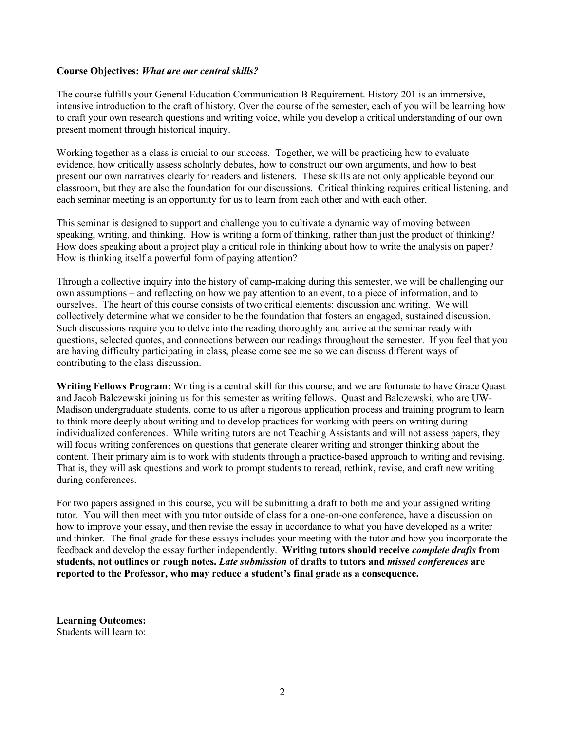**Course Objectives:** ***What are our central skills?***

The course fulfills your General Education Communication B Requirement. History 201 is an immersive, intensive introduction to the craft of history. Over the course of the semester, each of you will be learning how to craft your own research questions and writing voice, while you develop a critical understanding of our own present moment through historical inquiry.

Working together as a class is crucial to our success. Together, we will be practicing how to evaluate evidence, how critically assess scholarly debates, how to construct our own arguments, and how to best present our own narratives clearly for readers and listeners. These skills are not only applicable beyond our classroom, but they are also the foundation for our discussions. Critical thinking requires critical listening, and each seminar meeting is an opportunity for us to learn from each other and with each other.

This seminar is designed to support and challenge you to cultivate a dynamic way of moving between speaking, writing, and thinking. How is writing a form of thinking, rather than just the product of thinking? How does speaking about a project play a critical role in thinking about how to write the analysis on paper? How is thinking itself a powerful form of paying attention?

Through a collective inquiry into the history of camp-making during this semester, we will be challenging our own assumptions – and reflecting on how we pay attention to an event, to a piece of information, and to ourselves. The heart of this course consists of two critical elements: discussion and writing. We will collectively determine what we consider to be the foundation that fosters an engaged, sustained discussion. Such discussions require you to delve into the reading thoroughly and arrive at the seminar ready with questions, selected quotes, and connections between our readings throughout the semester. If you feel that you are having difficulty participating in class, please come see me so we can discuss different ways of contributing to the class discussion.

**Writing Fellows Program:** Writing is a central skill for this course, and we are fortunate to have Grace Quast and Jacob Balczewski joining us for this semester as writing fellows. Quast and Balczewski, who are UW-Madison undergraduate students, come to us after a rigorous application process and training program to learn to think more deeply about writing and to develop practices for working with peers on writing during individualized conferences. While writing tutors are not Teaching Assistants and will not assess papers, they will focus writing conferences on questions that generate clearer writing and stronger thinking about the content. Their primary aim is to work with students through a practice-based approach to writing and revising. That is, they will ask questions and work to prompt students to reread, rethink, revise, and craft new writing during conferences.

For two papers assigned in this course, you will be submitting a draft to both me and your assigned writing tutor. You will then meet with you tutor outside of class for a one-on-one conference, have a discussion on how to improve your essay, and then revise the essay in accordance to what you have developed as a writer and thinker. The final grade for these essays includes your meeting with the tutor and how you incorporate the feedback and develop the essay further independently. **Writing tutors should receive *complete drafts* from students, not outlines or rough notes. *Late submission* of drafts to tutors and *missed conferences* are reported to the Professor, who may reduce a student's final grade as a consequence.**

---

**Learning Outcomes:**
Students will learn to: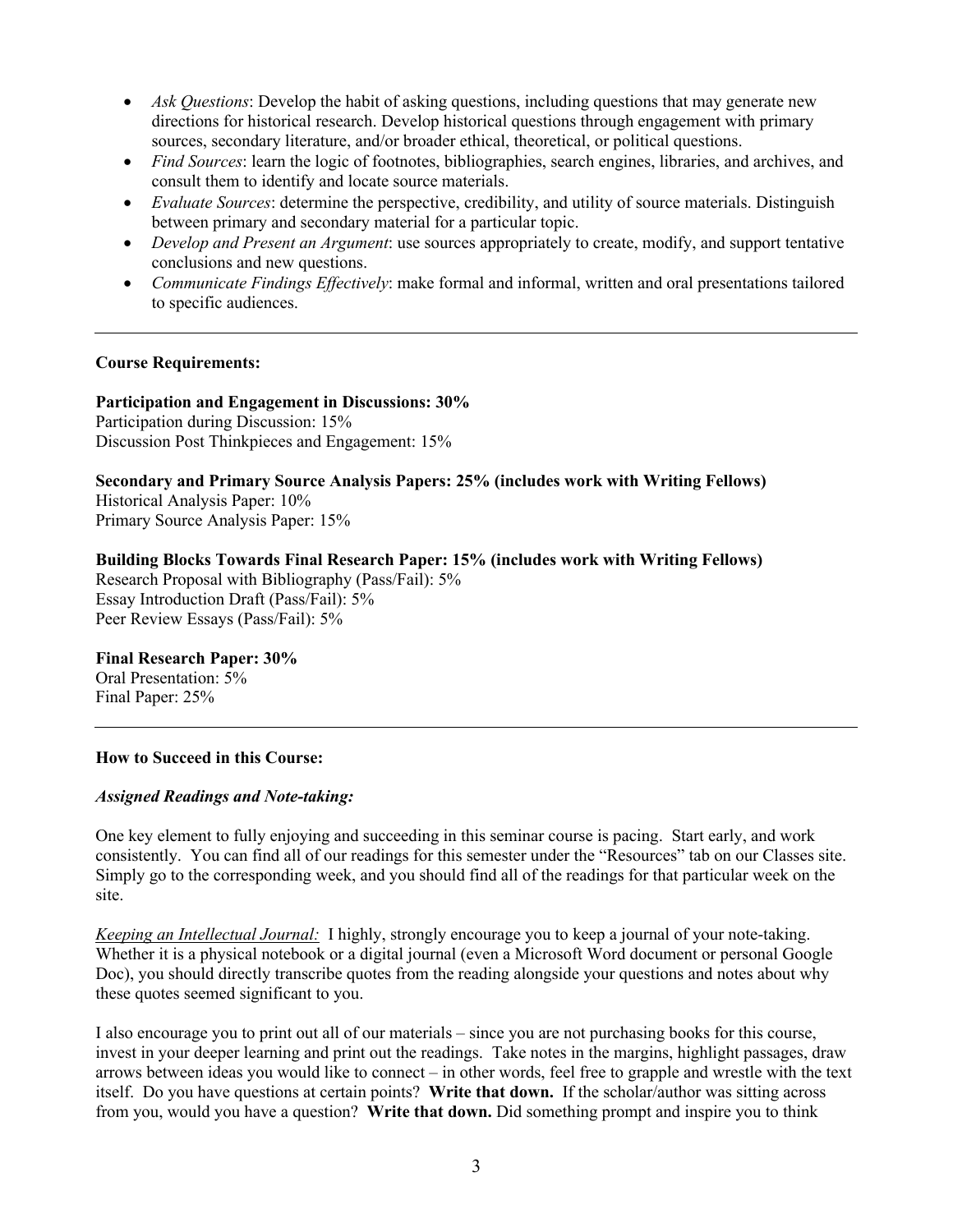- *Ask Questions*: Develop the habit of asking questions, including questions that may generate new directions for historical research. Develop historical questions through engagement with primary sources, secondary literature, and/or broader ethical, theoretical, or political questions.
- *Find Sources*: learn the logic of footnotes, bibliographies, search engines, libraries, and archives, and consult them to identify and locate source materials.
- *Evaluate Sources*: determine the perspective, credibility, and utility of source materials. Distinguish between primary and secondary material for a particular topic.
- *Develop and Present an Argument*: use sources appropriately to create, modify, and support tentative conclusions and new questions.
- *Communicate Findings Effectively*: make formal and informal, written and oral presentations tailored to specific audiences.

---

**Course Requirements:**

**Participation and Engagement in Discussions: 30%**
Participation during Discussion: 15%
Discussion Post Thinkpieces and Engagement: 15%

**Secondary and Primary Source Analysis Papers: 25% (includes work with Writing Fellows)**
Historical Analysis Paper: 10%
Primary Source Analysis Paper: 15%

**Building Blocks Towards Final Research Paper: 15% (includes work with Writing Fellows)**
Research Proposal with Bibliography (Pass/Fail): 5%
Essay Introduction Draft (Pass/Fail): 5%
Peer Review Essays (Pass/Fail): 5%

**Final Research Paper: 30%**
Oral Presentation: 5%
Final Paper: 25%

---

**How to Succeed in this Course:**

***Assigned Readings and Note-taking:***

One key element to fully enjoying and succeeding in this seminar course is pacing. Start early, and work consistently. You can find all of our readings for this semester under the "Resources" tab on our Classes site. Simply go to the corresponding week, and you should find all of the readings for that particular week on the site.

*Keeping an Intellectual Journal:* I highly, strongly encourage you to keep a journal of your note-taking. Whether it is a physical notebook or a digital journal (even a Microsoft Word document or personal Google Doc), you should directly transcribe quotes from the reading alongside your questions and notes about why these quotes seemed significant to you.

I also encourage you to print out all of our materials – since you are not purchasing books for this course, invest in your deeper learning and print out the readings. Take notes in the margins, highlight passages, draw arrows between ideas you would like to connect – in other words, feel free to grapple and wrestle with the text itself. Do you have questions at certain points? **Write that down.** If the scholar/author was sitting across from you, would you have a question? **Write that down.** Did something prompt and inspire you to think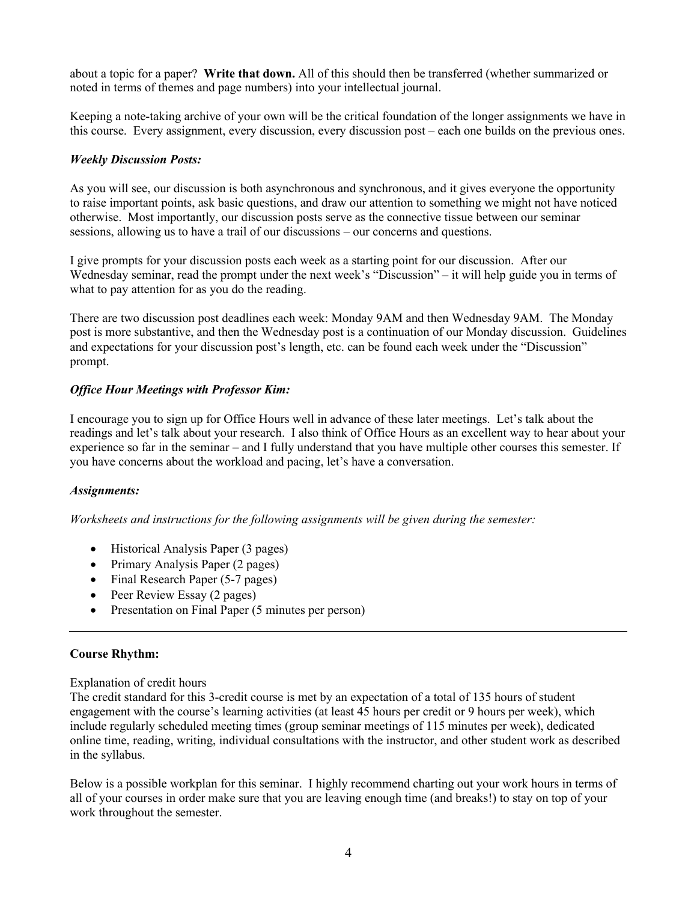about a topic for a paper? **Write that down.** All of this should then be transferred (whether summarized or noted in terms of themes and page numbers) into your intellectual journal.

Keeping a note-taking archive of your own will be the critical foundation of the longer assignments we have in this course. Every assignment, every discussion, every discussion post – each one builds on the previous ones.

***Weekly Discussion Posts:***

As you will see, our discussion is both asynchronous and synchronous, and it gives everyone the opportunity to raise important points, ask basic questions, and draw our attention to something we might not have noticed otherwise. Most importantly, our discussion posts serve as the connective tissue between our seminar sessions, allowing us to have a trail of our discussions – our concerns and questions.

I give prompts for your discussion posts each week as a starting point for our discussion. After our Wednesday seminar, read the prompt under the next week's "Discussion" – it will help guide you in terms of what to pay attention for as you do the reading.

There are two discussion post deadlines each week: Monday 9AM and then Wednesday 9AM. The Monday post is more substantive, and then the Wednesday post is a continuation of our Monday discussion. Guidelines and expectations for your discussion post's length, etc. can be found each week under the "Discussion" prompt.

***Office Hour Meetings with Professor Kim:***

I encourage you to sign up for Office Hours well in advance of these later meetings. Let's talk about the readings and let's talk about your research. I also think of Office Hours as an excellent way to hear about your experience so far in the seminar – and I fully understand that you have multiple other courses this semester. If you have concerns about the workload and pacing, let's have a conversation.

***Assignments:***

*Worksheets and instructions for the following assignments will be given during the semester:*

- Historical Analysis Paper (3 pages)
- Primary Analysis Paper (2 pages)
- Final Research Paper (5-7 pages)
- Peer Review Essay (2 pages)
- Presentation on Final Paper (5 minutes per person)

---

**Course Rhythm:**

Explanation of credit hours
The credit standard for this 3-credit course is met by an expectation of a total of 135 hours of student engagement with the course's learning activities (at least 45 hours per credit or 9 hours per week), which include regularly scheduled meeting times (group seminar meetings of 115 minutes per week), dedicated online time, reading, writing, individual consultations with the instructor, and other student work as described in the syllabus.

Below is a possible workplan for this seminar. I highly recommend charting out your work hours in terms of all of your courses in order make sure that you are leaving enough time (and breaks!) to stay on top of your work throughout the semester.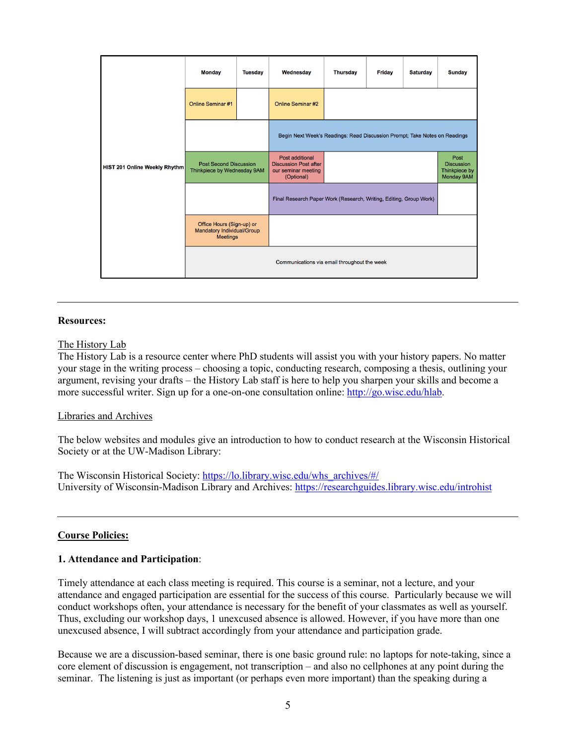| HIST 201 Online Weekly Rhythm | Monday | Tuesday | Wednesday | Thursday | Friday | Saturday | Sunday |
|---|---|---|---|---|---|---|---|
| | Online Seminar #1 | | Online Seminar #2 | | | | |
| | | | Begin Next Week's Readings: Read Discussion Prompt; Take Notes on Readings | | | | |
| | Post Second Discussion Thinkpiece by Wednesday 9AM | | Post additional Discussion Post after our seminar meeting (Optional) | | | | Post Discussion Thinkpiece by Monday 9AM |
| | | | Final Research Paper Work (Research, Writing, Editing, Group Work) | | | | |
| | Office Hours (Sign-up) or Mandatory Individual/Group Meetings | | | | | | |
| | Communications via email throughout the week | | | | | | |

---

**Resources:**

The History Lab
The History Lab is a resource center where PhD students will assist you with your history papers. No matter your stage in the writing process – choosing a topic, conducting research, composing a thesis, outlining your argument, revising your drafts – the History Lab staff is here to help you sharpen your skills and become a more successful writer. Sign up for a one-on-one consultation online: http://go.wisc.edu/hlab.

Libraries and Archives

The below websites and modules give an introduction to how to conduct research at the Wisconsin Historical Society or at the UW-Madison Library:

The Wisconsin Historical Society: https://lo.library.wisc.edu/whs_archives/#/
University of Wisconsin-Madison Library and Archives: https://researchguides.library.wisc.edu/introhist

---

**Course Policies:**

**1. Attendance and Participation**:

Timely attendance at each class meeting is required. This course is a seminar, not a lecture, and your attendance and engaged participation are essential for the success of this course. Particularly because we will conduct workshops often, your attendance is necessary for the benefit of your classmates as well as yourself. Thus, excluding our workshop days, 1 unexcused absence is allowed. However, if you have more than one unexcused absence, I will subtract accordingly from your attendance and participation grade.

Because we are a discussion-based seminar, there is one basic ground rule: no laptops for note-taking, since a core element of discussion is engagement, not transcription – and also no cellphones at any point during the seminar. The listening is just as important (or perhaps even more important) than the speaking during a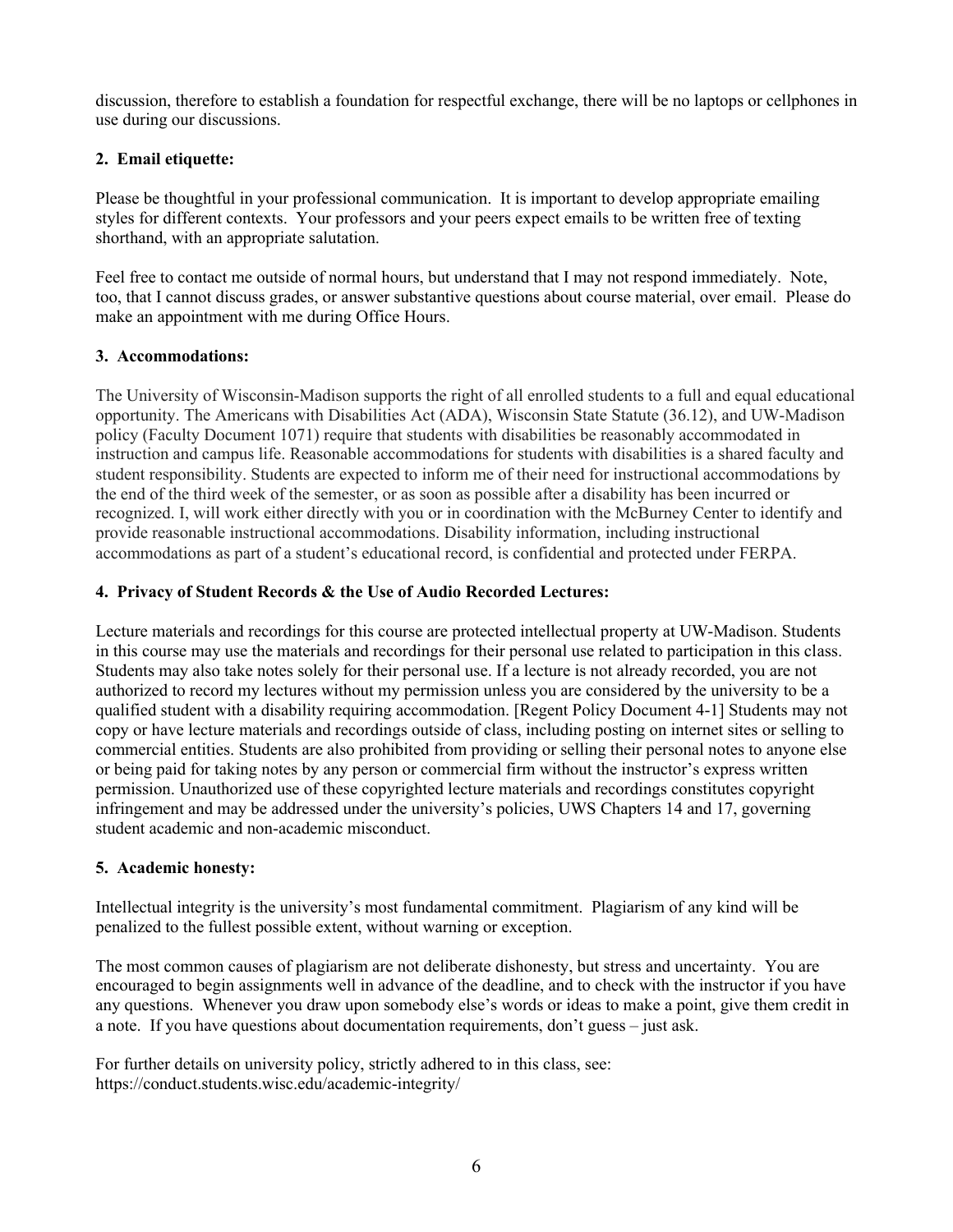discussion, therefore to establish a foundation for respectful exchange, there will be no laptops or cellphones in use during our discussions.

**2. Email etiquette:**

Please be thoughtful in your professional communication. It is important to develop appropriate emailing styles for different contexts. Your professors and your peers expect emails to be written free of texting shorthand, with an appropriate salutation.

Feel free to contact me outside of normal hours, but understand that I may not respond immediately. Note, too, that I cannot discuss grades, or answer substantive questions about course material, over email. Please do make an appointment with me during Office Hours.

**3. Accommodations:**

The University of Wisconsin-Madison supports the right of all enrolled students to a full and equal educational opportunity. The Americans with Disabilities Act (ADA), Wisconsin State Statute (36.12), and UW-Madison policy (Faculty Document 1071) require that students with disabilities be reasonably accommodated in instruction and campus life. Reasonable accommodations for students with disabilities is a shared faculty and student responsibility. Students are expected to inform me of their need for instructional accommodations by the end of the third week of the semester, or as soon as possible after a disability has been incurred or recognized. I, will work either directly with you or in coordination with the McBurney Center to identify and provide reasonable instructional accommodations. Disability information, including instructional accommodations as part of a student's educational record, is confidential and protected under FERPA.

**4. Privacy of Student Records & the Use of Audio Recorded Lectures:**

Lecture materials and recordings for this course are protected intellectual property at UW-Madison. Students in this course may use the materials and recordings for their personal use related to participation in this class. Students may also take notes solely for their personal use. If a lecture is not already recorded, you are not authorized to record my lectures without my permission unless you are considered by the university to be a qualified student with a disability requiring accommodation. [Regent Policy Document 4-1] Students may not copy or have lecture materials and recordings outside of class, including posting on internet sites or selling to commercial entities. Students are also prohibited from providing or selling their personal notes to anyone else or being paid for taking notes by any person or commercial firm without the instructor's express written permission. Unauthorized use of these copyrighted lecture materials and recordings constitutes copyright infringement and may be addressed under the university's policies, UWS Chapters 14 and 17, governing student academic and non-academic misconduct.

**5. Academic honesty:**

Intellectual integrity is the university's most fundamental commitment. Plagiarism of any kind will be penalized to the fullest possible extent, without warning or exception.

The most common causes of plagiarism are not deliberate dishonesty, but stress and uncertainty. You are encouraged to begin assignments well in advance of the deadline, and to check with the instructor if you have any questions. Whenever you draw upon somebody else's words or ideas to make a point, give them credit in a note. If you have questions about documentation requirements, don't guess – just ask.

For further details on university policy, strictly adhered to in this class, see:
https://conduct.students.wisc.edu/academic-integrity/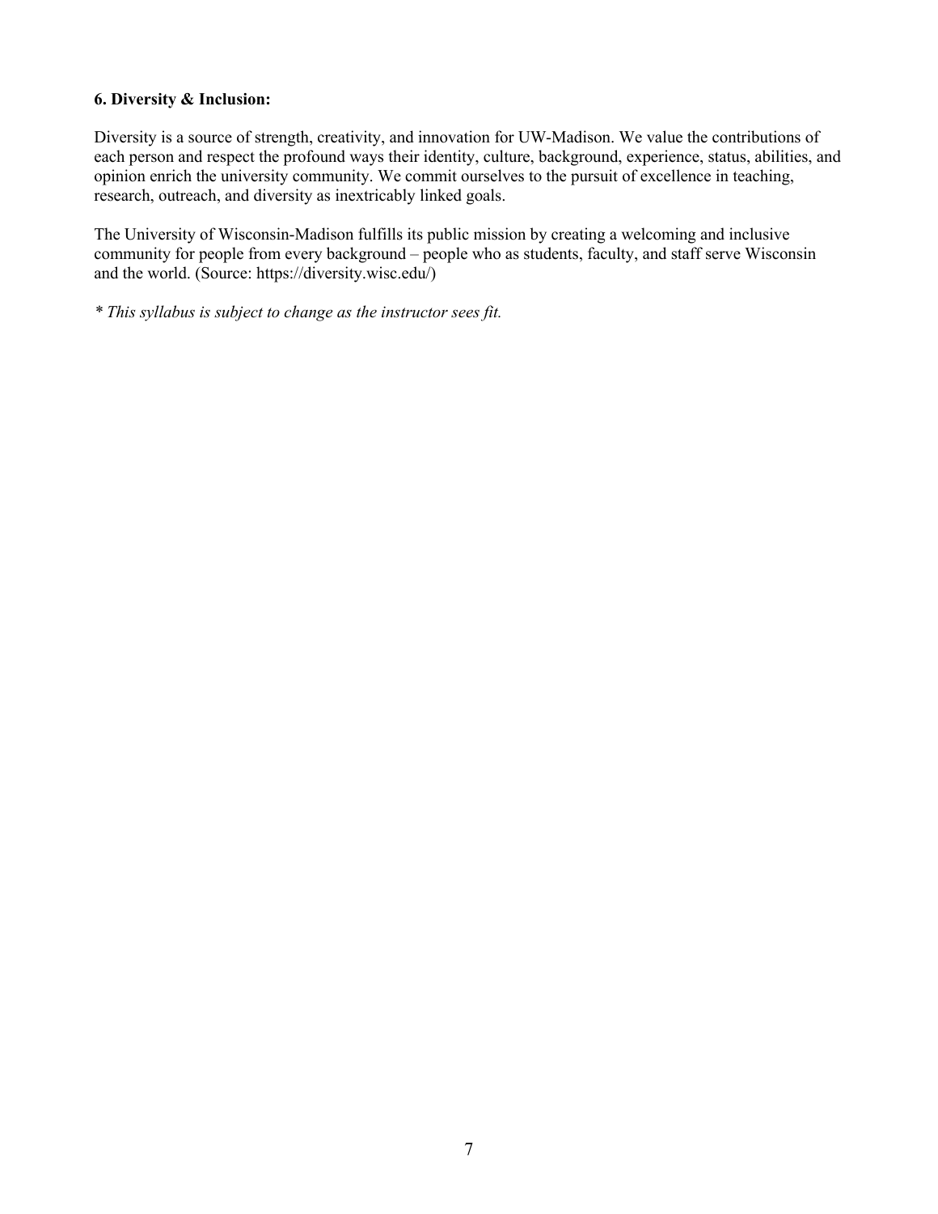**6. Diversity & Inclusion:**

Diversity is a source of strength, creativity, and innovation for UW-Madison. We value the contributions of each person and respect the profound ways their identity, culture, background, experience, status, abilities, and opinion enrich the university community. We commit ourselves to the pursuit of excellence in teaching, research, outreach, and diversity as inextricably linked goals.

The University of Wisconsin-Madison fulfills its public mission by creating a welcoming and inclusive community for people from every background – people who as students, faculty, and staff serve Wisconsin and the world. (Source: https://diversity.wisc.edu/)

*\* This syllabus is subject to change as the instructor sees fit.*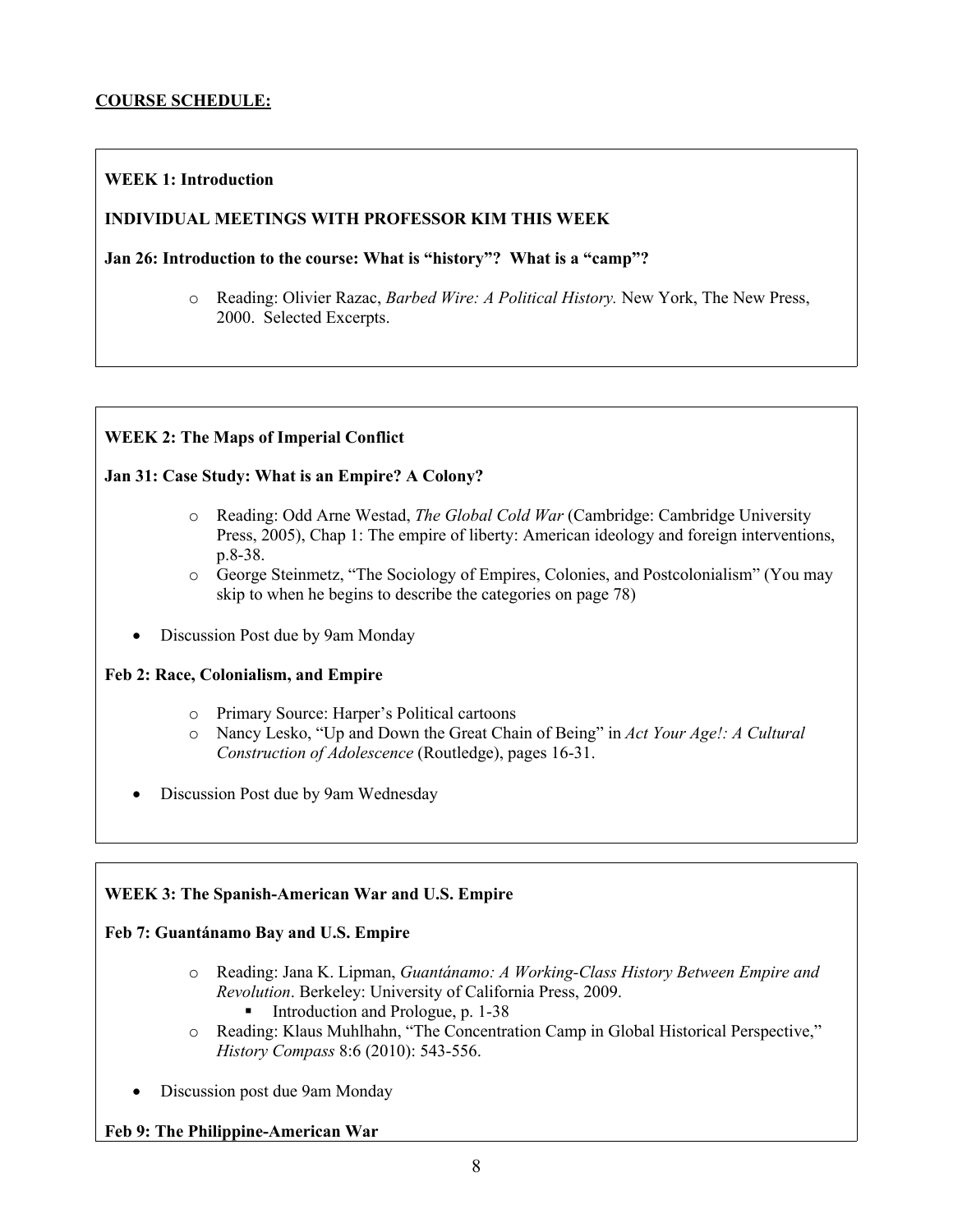**COURSE SCHEDULE:**

**WEEK 1: Introduction**

**INDIVIDUAL MEETINGS WITH PROFESSOR KIM THIS WEEK**

**Jan 26: Introduction to the course: What is "history"? What is a "camp"?**

- Reading: Olivier Razac, *Barbed Wire: A Political History.* New York, The New Press, 2000. Selected Excerpts.

**WEEK 2: The Maps of Imperial Conflict**

**Jan 31: Case Study: What is an Empire? A Colony?**

- Reading: Odd Arne Westad, *The Global Cold War* (Cambridge: Cambridge University Press, 2005), Chap 1: The empire of liberty: American ideology and foreign interventions, p.8-38.
- George Steinmetz, "The Sociology of Empires, Colonies, and Postcolonialism" (You may skip to when he begins to describe the categories on page 78)

- Discussion Post due by 9am Monday

**Feb 2: Race, Colonialism, and Empire**

- Primary Source: Harper's Political cartoons
- Nancy Lesko, "Up and Down the Great Chain of Being" in *Act Your Age!: A Cultural Construction of Adolescence* (Routledge), pages 16-31.

- Discussion Post due by 9am Wednesday

**WEEK 3: The Spanish-American War and U.S. Empire**

**Feb 7: Guantánamo Bay and U.S. Empire**

- Reading: Jana K. Lipman, *Guantánamo: A Working-Class History Between Empire and Revolution*. Berkeley: University of California Press, 2009.
  - Introduction and Prologue, p. 1-38
- Reading: Klaus Muhlhahn, "The Concentration Camp in Global Historical Perspective," *History Compass* 8:6 (2010): 543-556.

- Discussion post due 9am Monday

**Feb 9: The Philippine-American War**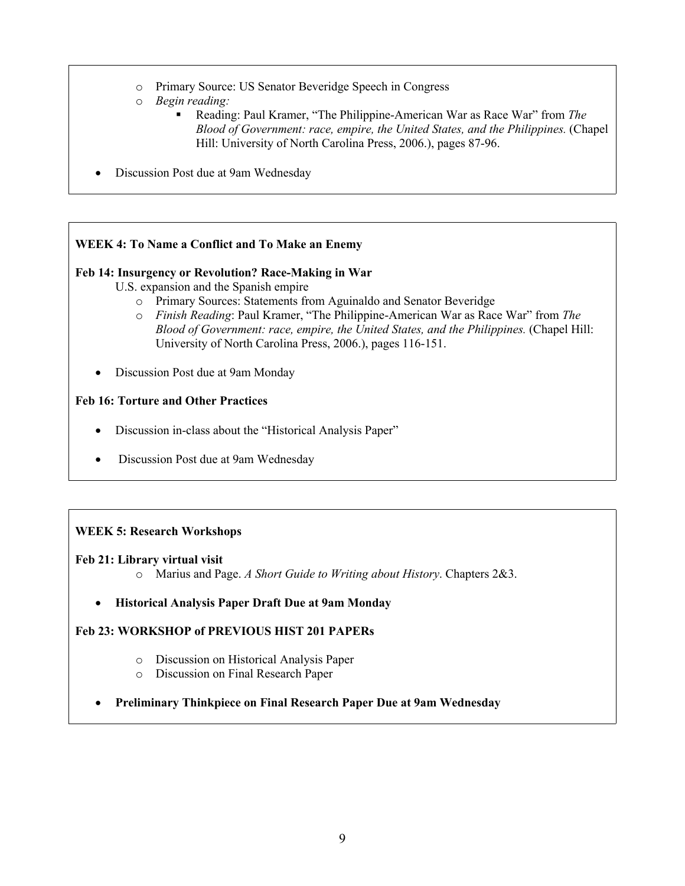- Primary Source: US Senator Beveridge Speech in Congress
- *Begin reading:*
  - Reading: Paul Kramer, "The Philippine-American War as Race War" from *The Blood of Government: race, empire, the United States, and the Philippines.* (Chapel Hill: University of North Carolina Press, 2006.), pages 87-96.

- Discussion Post due at 9am Wednesday

**WEEK 4: To Name a Conflict and To Make an Enemy**

**Feb 14: Insurgency or Revolution? Race-Making in War**

U.S. expansion and the Spanish empire

- Primary Sources: Statements from Aguinaldo and Senator Beveridge
- *Finish Reading*: Paul Kramer, "The Philippine-American War as Race War" from *The Blood of Government: race, empire, the United States, and the Philippines.* (Chapel Hill: University of North Carolina Press, 2006.), pages 116-151.

- Discussion Post due at 9am Monday

**Feb 16: Torture and Other Practices**

- Discussion in-class about the "Historical Analysis Paper"
- Discussion Post due at 9am Wednesday

**WEEK 5: Research Workshops**

**Feb 21: Library virtual visit**

- Marius and Page. *A Short Guide to Writing about History*. Chapters 2&3.

- **Historical Analysis Paper Draft Due at 9am Monday**

**Feb 23: WORKSHOP of PREVIOUS HIST 201 PAPERs**

- Discussion on Historical Analysis Paper
- Discussion on Final Research Paper

- **Preliminary Thinkpiece on Final Research Paper Due at 9am Wednesday**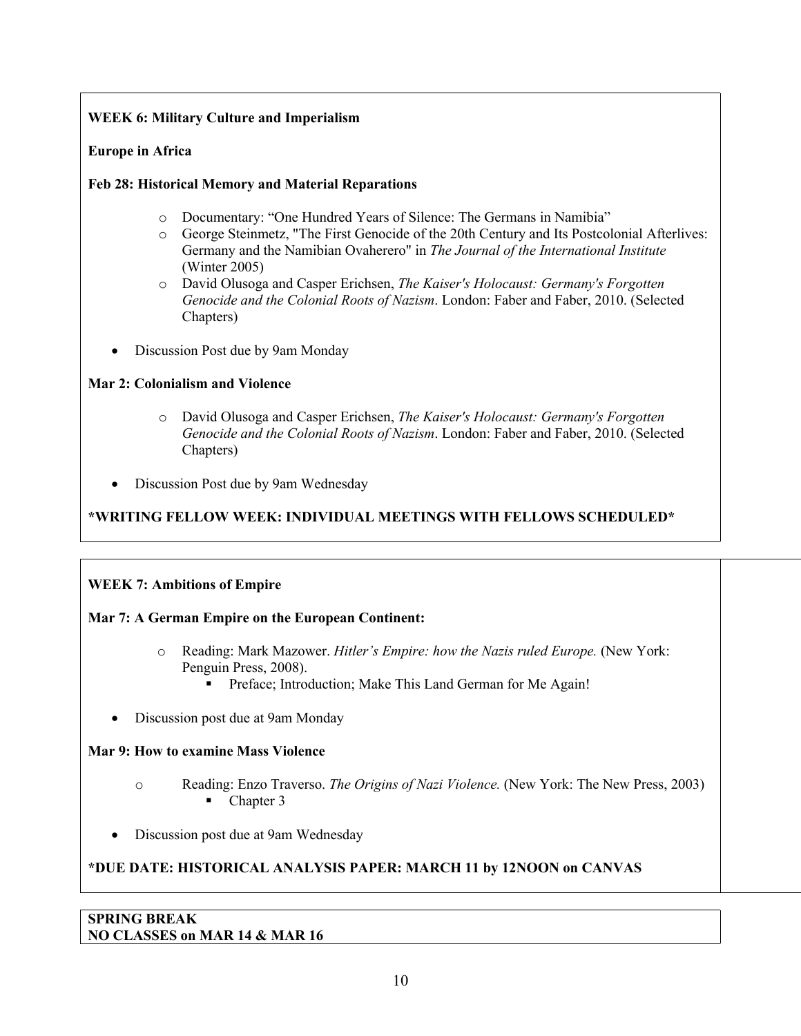**WEEK 6: Military Culture and Imperialism**

**Europe in Africa**

**Feb 28: Historical Memory and Material Reparations**

- Documentary: "One Hundred Years of Silence: The Germans in Namibia"
- George Steinmetz, "The First Genocide of the 20th Century and Its Postcolonial Afterlives: Germany and the Namibian Ovaherero" in *The Journal of the International Institute* (Winter 2005)
- David Olusoga and Casper Erichsen, *The Kaiser's Holocaust: Germany's Forgotten Genocide and the Colonial Roots of Nazism*. London: Faber and Faber, 2010. (Selected Chapters)

- Discussion Post due by 9am Monday

**Mar 2: Colonialism and Violence**

- David Olusoga and Casper Erichsen, *The Kaiser's Holocaust: Germany's Forgotten Genocide and the Colonial Roots of Nazism*. London: Faber and Faber, 2010. (Selected Chapters)

- Discussion Post due by 9am Wednesday

**\*WRITING FELLOW WEEK: INDIVIDUAL MEETINGS WITH FELLOWS SCHEDULED\***

**WEEK 7: Ambitions of Empire**

**Mar 7: A German Empire on the European Continent:**

- Reading: Mark Mazower. *Hitler's Empire: how the Nazis ruled Europe.* (New York: Penguin Press, 2008).
  - Preface; Introduction; Make This Land German for Me Again!

- Discussion post due at 9am Monday

**Mar 9: How to examine Mass Violence**

- Reading: Enzo Traverso. *The Origins of Nazi Violence.* (New York: The New Press, 2003)
  - Chapter 3

- Discussion post due at 9am Wednesday

**\*DUE DATE: HISTORICAL ANALYSIS PAPER: MARCH 11 by 12NOON on CANVAS**

**SPRING BREAK**
**NO CLASSES on MAR 14 & MAR 16**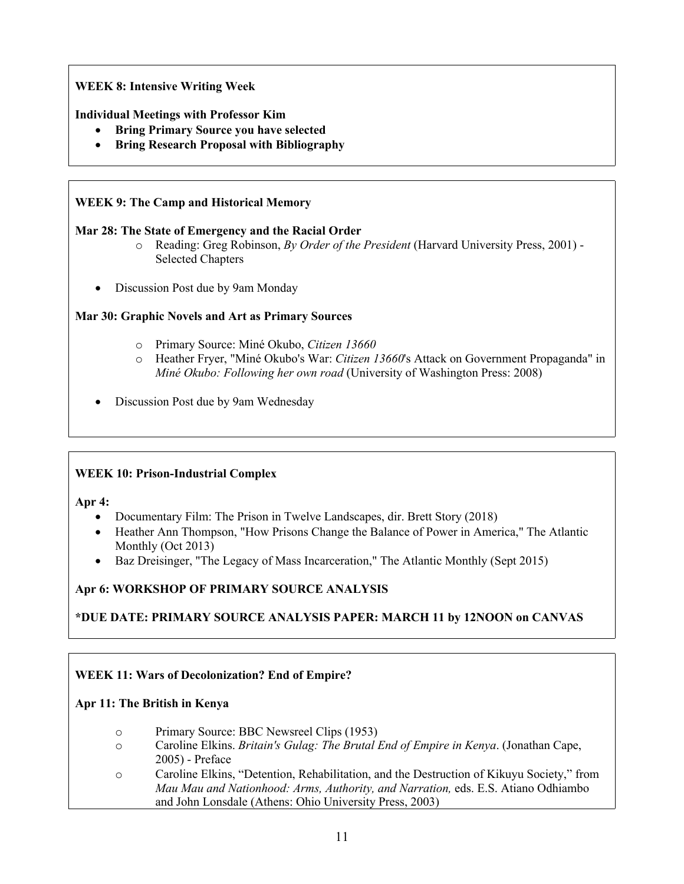**WEEK 8: Intensive Writing Week**

**Individual Meetings with Professor Kim**

- **Bring Primary Source you have selected**
- **Bring Research Proposal with Bibliography**

**WEEK 9: The Camp and Historical Memory**

**Mar 28: The State of Emergency and the Racial Order**

- Reading: Greg Robinson, *By Order of the President* (Harvard University Press, 2001) - Selected Chapters

- Discussion Post due by 9am Monday

**Mar 30: Graphic Novels and Art as Primary Sources**

- Primary Source: Miné Okubo, *Citizen 13660*
- Heather Fryer, "Miné Okubo's War: *Citizen 13660*'s Attack on Government Propaganda" in *Miné Okubo: Following her own road* (University of Washington Press: 2008)

- Discussion Post due by 9am Wednesday

**WEEK 10: Prison-Industrial Complex**

**Apr 4:**

- Documentary Film: The Prison in Twelve Landscapes, dir. Brett Story (2018)
- Heather Ann Thompson, "How Prisons Change the Balance of Power in America," The Atlantic Monthly (Oct 2013)
- Baz Dreisinger, "The Legacy of Mass Incarceration," The Atlantic Monthly (Sept 2015)

**Apr 6: WORKSHOP OF PRIMARY SOURCE ANALYSIS**

**\*DUE DATE: PRIMARY SOURCE ANALYSIS PAPER: MARCH 11 by 12NOON on CANVAS**

**WEEK 11: Wars of Decolonization? End of Empire?**

**Apr 11: The British in Kenya**

- Primary Source: BBC Newsreel Clips (1953)
- Caroline Elkins. *Britain's Gulag: The Brutal End of Empire in Kenya*. (Jonathan Cape, 2005) - Preface
- Caroline Elkins, "Detention, Rehabilitation, and the Destruction of Kikuyu Society," from *Mau Mau and Nationhood: Arms, Authority, and Narration,* eds. E.S. Atiano Odhiambo and John Lonsdale (Athens: Ohio University Press, 2003)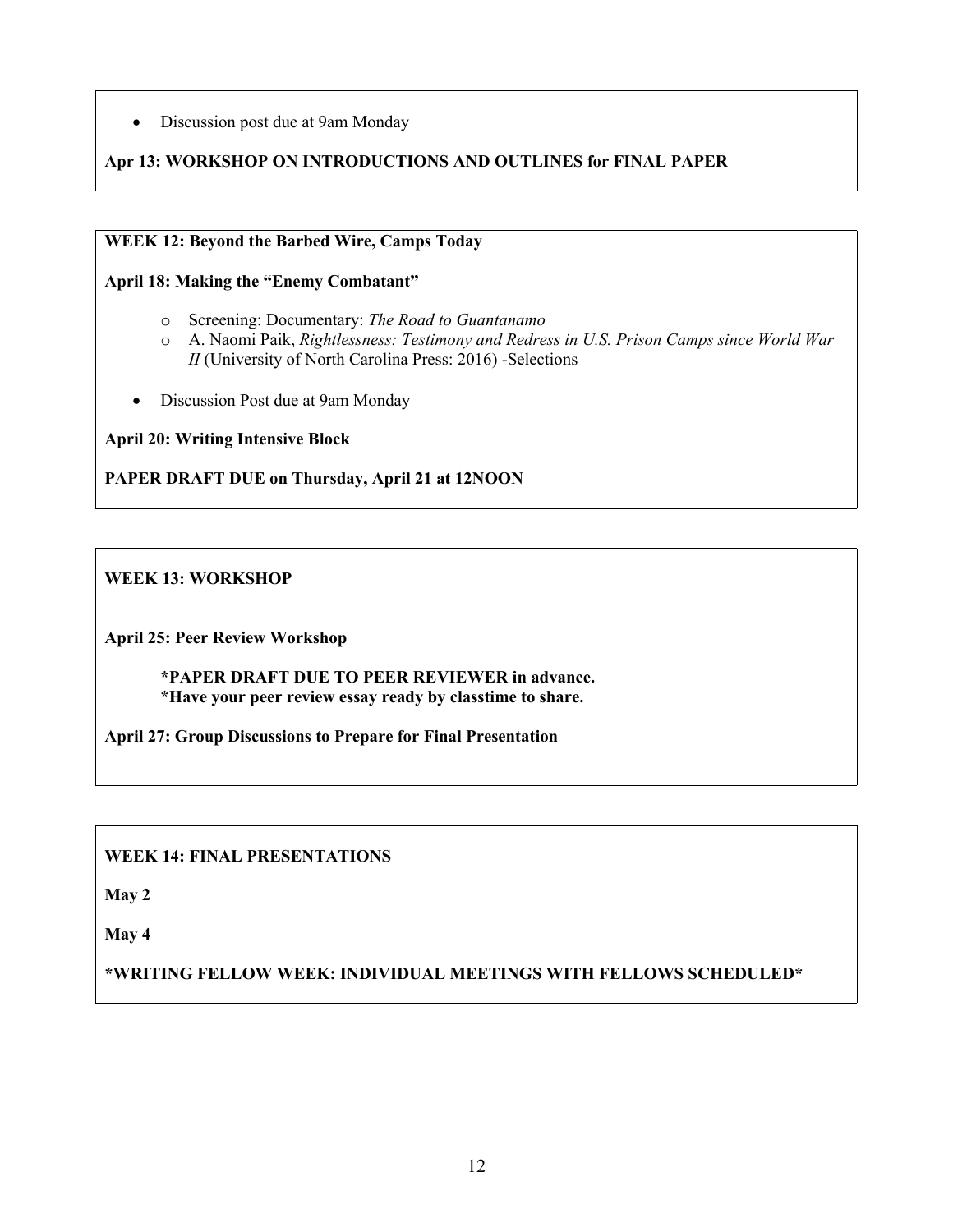- Discussion post due at 9am Monday

**Apr 13: WORKSHOP ON INTRODUCTIONS AND OUTLINES for FINAL PAPER**

**WEEK 12: Beyond the Barbed Wire, Camps Today**

**April 18: Making the "Enemy Combatant"**

- Screening: Documentary: *The Road to Guantanamo*
- A. Naomi Paik, *Rightlessness: Testimony and Redress in U.S. Prison Camps since World War II* (University of North Carolina Press: 2016) -Selections

- Discussion Post due at 9am Monday

**April 20: Writing Intensive Block**

**PAPER DRAFT DUE on Thursday, April 21 at 12NOON**

**WEEK 13: WORKSHOP**

**April 25: Peer Review Workshop**

**\*PAPER DRAFT DUE TO PEER REVIEWER in advance.**
**\*Have your peer review essay ready by classtime to share.**

**April 27: Group Discussions to Prepare for Final Presentation**

**WEEK 14: FINAL PRESENTATIONS**

**May 2**

**May 4**

**\*WRITING FELLOW WEEK: INDIVIDUAL MEETINGS WITH FELLOWS SCHEDULED\***